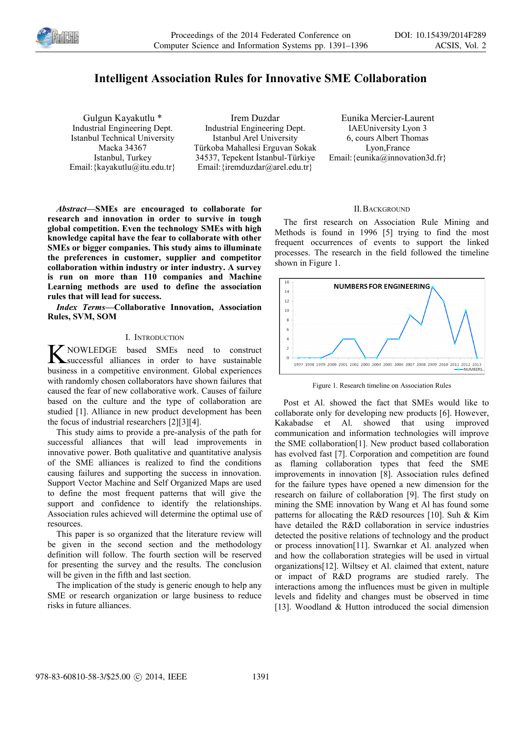# Intelligent Association Rules for Innovative SME Collaboration

Gulgun Kayakutlu *
Industrial Engineering Dept.
Istanbul Technical University
Macka 34367
Istanbul, Turkey
Email:{kayakutlu@itu.edu.tr}

Irem Duzdar
Industrial Engineering Dept.
Istanbul Arel University
Türkoba Mahallesi Erguvan Sokak
34537, Tepekent İstanbul-Türkiye
Email:{iremduzdar@arel.edu.tr}

Eunika Mercier-Laurent
IAEUniversity Lyon 3
6, cours Albert Thomas
Lyon,France
Email:{eunika@innovation3d.fr}

***Abstract*—SMEs are encouraged to collaborate for research and innovation in order to survive in tough global competition. Even the technology SMEs with high knowledge capital have the fear to collaborate with other SMEs or bigger companies. This study aims to illuminate the preferences in customer, supplier and competitor collaboration within industry or inter industry. A survey is run on more than 110 companies and Machine Learning methods are used to define the association rules that will lead for success.**

***Index Terms*—Collaborative Innovation, Association Rules, SVM, SOM**

## I. Introduction

KNOWLEDGE based SMEs need to construct successful alliances in order to have sustainable business in a competitive environment. Global experiences with randomly chosen collaborators have shown failures that caused the fear of new collaborative work. Causes of failure based on the culture and the type of collaboration are studied [1]. Alliance in new product development has been the focus of industrial researchers [2][3][4].

This study aims to provide a pre-analysis of the path for successful alliances that will lead improvements in innovative power. Both qualitative and quantitative analysis of the SME alliances is realized to find the conditions causing failures and supporting the success in innovation. Support Vector Machine and Self Organized Maps are used to define the most frequent patterns that will give the support and confidence to identify the relationships. Association rules achieved will determine the optimal use of resources.

This paper is so organized that the literature review will be given in the second section and the methodology definition will follow. The fourth section will be reserved for presenting the survey and the results. The conclusion will be given in the fifth and last section.

The implication of the study is generic enough to help any SME or research organization or large business to reduce risks in future alliances.

## II. Background

The first research on Association Rule Mining and Methods is found in 1996 [5] trying to find the most frequent occurrences of events to support the linked processes. The research in the field followed the timeline shown in Figure 1.

| Year | 1997 | 1998 | 1999 | 2000 | 2001 | 2002 | 2003 | 2004 | 2005 | 2006 | 2007 | 2008 | 2009 | 2010 | 2011 | 2012 | 2013 |
|---|---|---|---|---|---|---|---|---|---|---|---|---|---|---|---|---|---|
| NUMBERS FOR ENGINEERING | 0 | 0 | 0 | 1 | 4 | 4 | 0 | 0 | 4 | 4 | 9 | 7 | 15 | 12 | 3 | 10 | 0 |

Figure 1. Research timeline on Association Rules

Post et Al. showed the fact that SMEs would like to collaborate only for developing new products [6]. However, Kakabadse et Al. showed that using improved communication and information technologies will improve the SME collaboration[1]. New product based collaboration has evolved fast [7]. Corporation and competition are found as flaming collaboration types that feed the SME improvements in innovation [8]. Association rules defined for the failure types have opened a new dimension for the research on failure of collaboration [9]. The first study on mining the SME innovation by Wang et Al has found some patterns for allocating the R&D resources [10]. Suh & Kim have detailed the R&D collaboration in service industries detected the positive relations of technology and the product or process innovation[11]. Swarnkar et Al. analyzed when and how the collaboration strategies will be used in virtual organizations[12]. Wiltsey et Al. claimed that extent, nature or impact of R&D programs are studied rarely. The interactions among the influences must be given in multiple levels and fidelity and changes must be observed in time [13]. Woodland & Hutton introduced the social dimension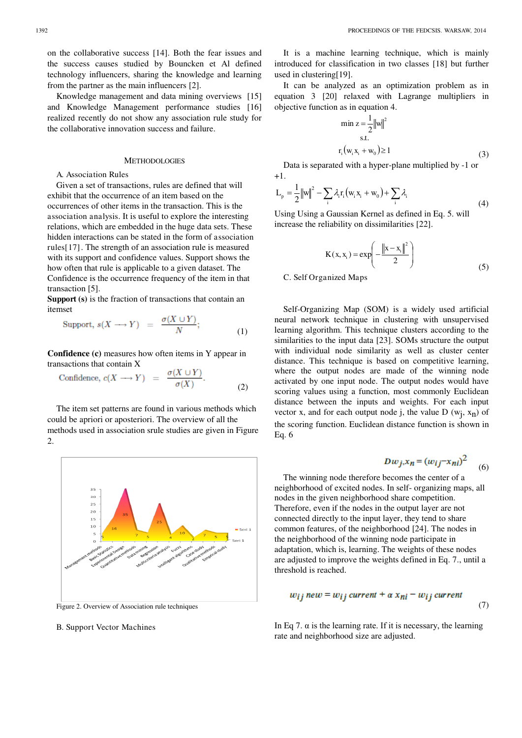on the collaborative success [14]. Both the fear issues and the success causes studied by Bouncken et Al defined technology influencers, sharing the knowledge and learning from the partner as the main influencers [2].

Knowledge management and data mining overviews [15] and Knowledge Management performance studies [16] realized recently do not show any association rule study for the collaborative innovation success and failure.

## Methodologies

### A. Association Rules

Given a set of transactions, rules are defined that will exhibit that the occurrence of an item based on the occurrences of other items in the transaction. This is the association analysis. It is useful to explore the interesting relations, which are embedded in the huge data sets. These hidden interactions can be stated in the form of association rules[17]. The strength of an association rule is measured with its support and confidence values. Support shows the how often that rule is applicable to a given dataset. The Confidence is the occurrence frequency of the item in that transaction [5].

**Support (s)** is the fraction of transactions that contain an itemset

$$\text{Support, } s(X \longrightarrow Y) = \frac{\sigma(X \cup Y)}{N}; \quad (1)$$

**Confidence (c)** measures how often items in Y appear in transactions that contain X

$$\text{Confidence, } c(X \longrightarrow Y) = \frac{\sigma(X \cup Y)}{\sigma(X)}. \quad (2)$$

The item set patterns are found in various methods which could be apriori or aposteriori. The overview of all the methods used in association srule studies are given in Figure 2.

Figure 2. Overview of Association rule techniques

### B. Support Vector Machines

It is a machine learning technique, which is mainly introduced for classification in two classes [18] but further used in clustering[19].

It can be analyzed as an optimization problem as in equation 3 [20] relaxed with Lagrange multipliers in objective function as in equation 4.

$$\min z = \frac{1}{2}\|w\|^2$$
$$\text{s.t.}$$
$$r_i(w_i x_i + w_0) \geq 1 \quad (3)$$

Data is separated with a hyper-plane multiplied by -1 or +1.

$$L_p = \frac{1}{2}\|w\|^2 - \sum_i \lambda_i r_i(w_i x_i + w_0) + \sum_i \lambda_i \quad (4)$$

Using Using a Gaussian Kernel as defined in Eq. 5. will increase the reliability on dissimilarities [22].

$$K(x, x_i) = \exp\left(-\frac{\|x - x_i\|^2}{2}\right) \quad (5)$$

### C. Self Organized Maps

Self-Organizing Map (SOM) is a widely used artificial neural network technique in clustering with unsupervised learning algorithm. This technique clusters according to the similarities to the input data [23]. SOMs structure the output with individual node similarity as well as cluster center distance. This technique is based on competitive learning, where the output nodes are made of the winning node activated by one input node. The output nodes would have scoring values using a function, most commonly Euclidean distance between the inputs and weights. For each input vector x, and for each output node j, the value D ($w_j$, $x_n$) of the scoring function. Euclidean distance function is shown in Eq. 6

$$Dw_j, x_n = (w_{ij} - x_{ni})^2 \quad (6)$$

The winning node therefore becomes the center of a neighborhood of excited nodes. In self- organizing maps, all nodes in the given neighborhood share competition. Therefore, even if the nodes in the output layer are not connected directly to the input layer, they tend to share common features, of the neighborhood [24]. The nodes in the neighborhood of the winning node participate in adaptation, which is, learning. The weights of these nodes are adjusted to improve the weights defined in Eq. 7., until a threshold is reached.

$$w_{ij}\ new = w_{ij}\ current + \alpha\ x_{ni} - w_{ij}\ current \quad (7)$$

In Eq 7. α is the learning rate. If it is necessary, the learning rate and neighborhood size are adjusted.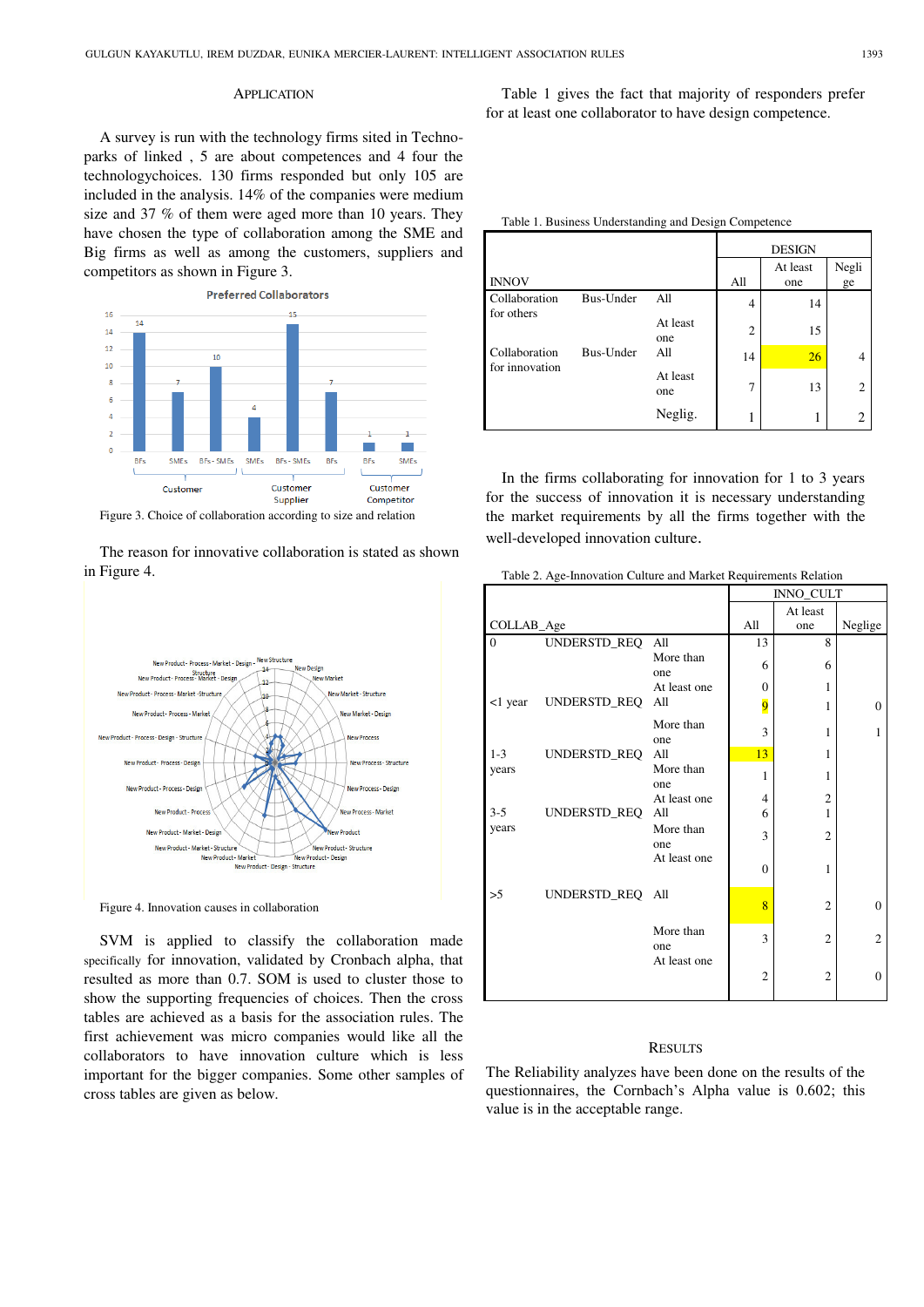## APPLICATION

A survey is run with the technology firms sited in Techno-parks of linked , 5 are about competences and 4 four the technologychoices. 130 firms responded but only 105 are included in the analysis. 14% of the companies were medium size and 37 % of them were aged more than 10 years. They have chosen the type of collaboration among the SME and Big firms as well as among the customers, suppliers and competitors as shown in Figure 3.

Figure 3. Choice of collaboration according to size and relation

The reason for innovative collaboration is stated as shown in Figure 4.

Figure 4. Innovation causes in collaboration

SVM is applied to classify the collaboration made specifically for innovation, validated by Cronbach alpha, that resulted as more than 0.7. SOM is used to cluster those to show the supporting frequencies of choices. Then the cross tables are achieved as a basis for the association rules. The first achievement was micro companies would like all the collaborators to have innovation culture which is less important for the bigger companies. Some other samples of cross tables are given as below.

Table 1 gives the fact that majority of responders prefer for at least one collaborator to have design competence.

Table 1. Business Understanding and Design Competence

| INNOV | | | DESIGN All | At least one | Negligе |
|---|---|---|---|---|---|
| Collaboration for others | Bus-Under | All | 4 | 14 | |
| | | At least one | 2 | 15 | |
| Collaboration for innovation | Bus-Under | All | 14 | 26 | 4 |
| | | At least one | 7 | 13 | 2 |
| | | Neglig. | 1 | 1 | 2 |

In the firms collaborating for innovation for 1 to 3 years for the success of innovation it is necessary understanding the market requirements by all the firms together with the well-developed innovation culture.

Table 2. Age-Innovation Culture and Market Requirements Relation

| COLLAB_Age | | | INNO_CULT All | At least one | Neglige |
|---|---|---|---|---|---|
| 0 | UNDERSTD_REQ | All | 13 | 8 | |
| | | More than one | 6 | 6 | |
| | | At least one | 0 | 1 | |
| <1 year | UNDERSTD_REQ | All | 9 | 1 | 0 |
| | | More than one | 3 | 1 | 1 |
| 1-3 years | UNDERSTD_REQ | All | 13 | 1 | |
| | | More than one | 1 | 1 | |
| | | At least one | 4 | 2 | |
| 3-5 years | UNDERSTD_REQ | All | 6 | 1 | |
| | | More than one | 3 | 2 | |
| | | At least one | 0 | 1 | |
| >5 | UNDERSTD_REQ | All | 8 | 2 | 0 |
| | | More than one | 3 | 2 | 2 |
| | | At least one | 2 | 2 | 0 |

## RESULTS

The Reliability analyzes have been done on the results of the questionnaires, the Cornbach's Alpha value is 0.602; this value is in the acceptable range.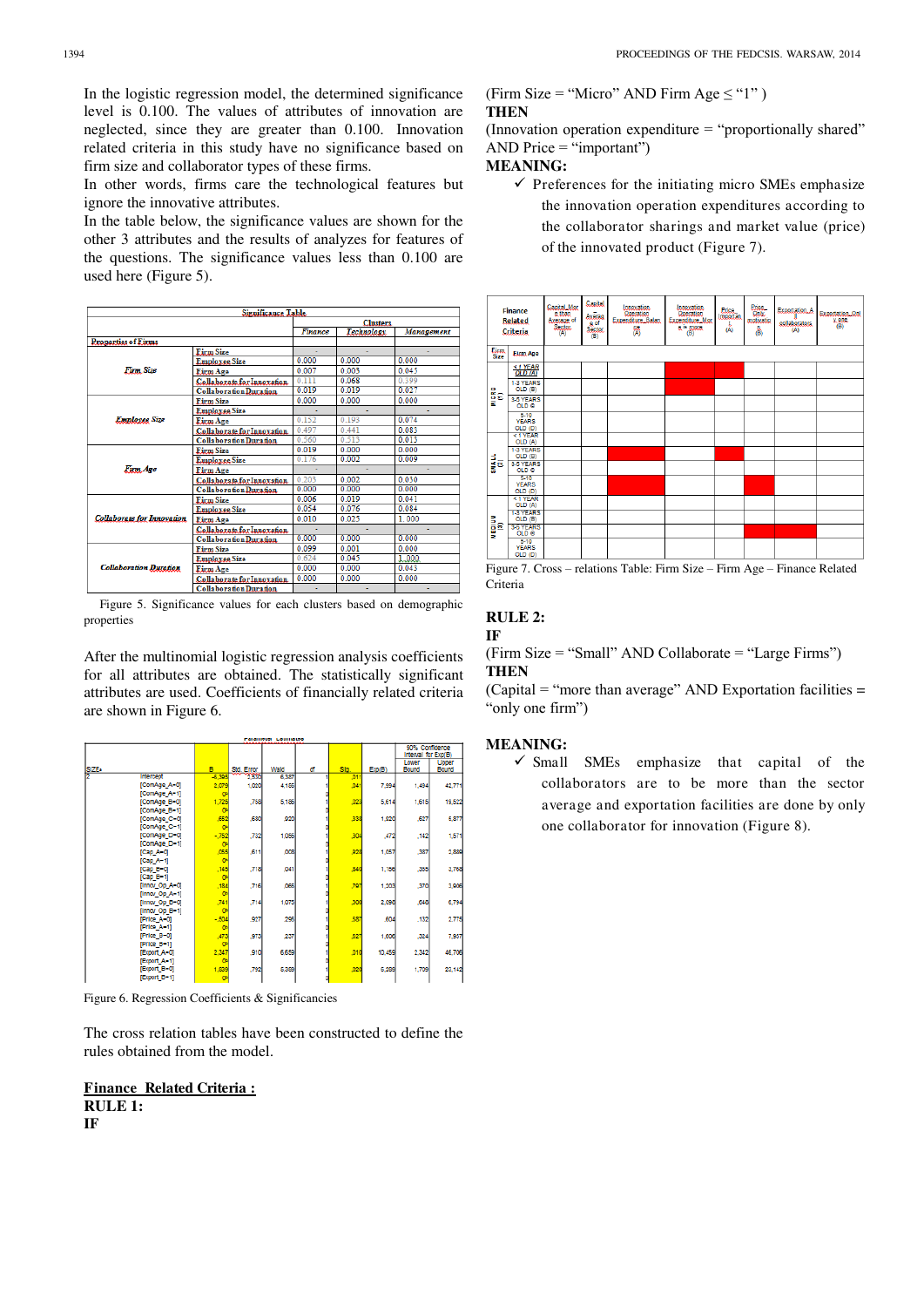In the logistic regression model, the determined significance level is 0.100. The values of attributes of innovation are neglected, since they are greater than 0.100. Innovation related criteria in this study have no significance based on firm size and collaborator types of these firms.

In other words, firms care the technological features but ignore the innovative attributes.

In the table below, the significance values are shown for the other 3 attributes and the results of analyzes for features of the questions. The significance values less than 0.100 are used here (Figure 5).

| Significance Table | | | | |
|---|---|---|---|---|
| | | Clusters | | |
| | | Finance | Technology | Management |
| Properties of Firms | | | | |
| Firm Size | Firm Size | - | - | - |
| | Employee Size | 0.000 | 0.000 | 0.000 |
| | Firm Age | 0.007 | 0.003 | 0.045 |
| | Collaborate for Innovation | 0.111 | 0.068 | 0.399 |
| | Collaboration Duration | 0.019 | 0.019 | 0.027 |
| Employee Size | Firm Size | 0.000 | 0.000 | 0.000 |
| | Employee Size | - | - | - |
| | Firm Age | 0.152 | 0.193 | 0.074 |
| | Collaborate for Innovation | 0.497 | 0.441 | 0.083 |
| | Collaboration Duration | 0.360 | 0.513 | 0.013 |
| Firm Age | Firm Size | 0.019 | 0.000 | 0.000 |
| | Employee Size | 0.176 | 0.002 | 0.009 |
| | Firm Age | - | - | - |
| | Collaborate for Innovation | 0.203 | 0.002 | 0.030 |
| | Collaboration Duration | 0.000 | 0.000 | 0.000 |
| Collaborate for Innovation | Firm Size | 0.006 | 0.019 | 0.041 |
| | Employee Size | 0.054 | 0.076 | 0.084 |
| | Firm Age | 0.010 | 0.025 | 1.000 |
| | Collaborate for Innovation | - | - | - |
| | Collaboration Duration | 0.000 | 0.000 | 0.000 |
| Collaboration Duration | Firm Size | 0.099 | 0.001 | 0.000 |
| | Employee Size | 0.624 | 0.045 | 1.000 |
| | Firm Age | 0.000 | 0.000 | 0.043 |
| | Collaborate for Innovation | 0.000 | 0.000 | 0.000 |
| | Collaboration Duration | - | - | - |

Figure 5. Significance values for each clusters based on demographic properties

After the multinomial logistic regression analysis coefficients for all attributes are obtained. The statistically significant attributes are used. Coefficients of financially related criteria are shown in Figure 6.

| SIZEa | | B | Std. Error | Wald | df | Sig. | Exp(B) | 90% Confidence Interval for Exp(B) Lower Bound | Upper Bound |
|---|---|---|---|---|---|---|---|---|---|
| 2 | Intercept | -6,395 | 2,530 | 6,387 | 1 | ,011 | | | |
| | [ComAge_A=0] | 2,079 | 1,020 | 4,155 | 1 | ,041 | 7,994 | 1,494 | 42,771 |
| | [ComAge_A=1] | 0b | | | | | | | |
| | [ComAge_B=0] | 1,725 | ,758 | 5,186 | 1 | ,023 | 5,614 | 1,615 | 19,522 |
| | [ComAge_B=1] | 0b | | | | | | | |
| | [ComAge_C=0] | ,652 | ,680 | ,920 | 1 | ,338 | 1,920 | ,627 | 5,877 |
| | [ComAge_C=1] | 0b | | | | | | | |
| | [ComAge_D=0] | -,752 | ,732 | 1,055 | 1 | ,304 | ,472 | ,142 | 1,571 |
| | [ComAge_D=1] | 0b | | | | | | | |
| | [Cap_A=0] | ,055 | ,611 | ,008 | 1 | ,928 | 1,057 | ,387 | 2,889 |
| | [Cap_A=1] | 0b | | | | | | | |
| | [Cap_B=0] | ,145 | ,718 | ,041 | 1 | ,840 | 1,156 | ,355 | 3,760 |
| | [Cap_B=1] | 0b | | | | | | | |
| | [Innov_Op_A=0] | ,184 | ,716 | ,066 | 1 | ,797 | 1,203 | ,370 | 3,906 |
| | [Innov_Op_A=1] | 0b | | | | | | | |
| | [Innov_Op_B=0] | ,741 | ,714 | 1,075 | 1 | ,300 | 2,098 | ,648 | 6,794 |
| | [Innov_Op_B=1] | 0b | | | | | | | |
| | [Price_A=0] | -,504 | ,927 | ,295 | 1 | ,587 | ,604 | ,132 | 2,775 |
| | [Price_A=1] | 0b | | | | | | | |
| | [Price_B=0] | ,473 | ,973 | ,237 | 1 | ,627 | 1,606 | ,324 | 7,957 |
| | [Price_B=1] | 0b | | | | | | | |
| | [Export_A=0] | 2,347 | ,910 | 6,659 | 1 | ,010 | 10,459 | 2,342 | 46,706 |
| | [Export_A=1] | 0b | | | | | | | |
| | [Export_B=0] | 1,639 | ,792 | 5,369 | 1 | ,020 | 5,289 | 1,709 | 20,142 |
| | [Export_B=1] | 0b | | | | | | | |

Figure 6. Regression Coefficients & Significancies

The cross relation tables have been constructed to define the rules obtained from the model.

**Finance Related Criteria :**

**RULE 1:**

**IF**

(Firm Size = "Micro" AND Firm Age ≤ "1" )

**THEN**

(Innovation operation expenditure = "proportionally shared" AND Price = "important")

**MEANING:**

- ✓ Preferences for the initiating micro SMEs emphasize the innovation operation expenditures according to the collaborator sharings and market value (price) of the innovated product (Figure 7).

Figure 7. Cross – relations Table: Firm Size – Firm Age – Finance Related Criteria

**RULE 2:**

**IF**

(Firm Size = "Small" AND Collaborate = "Large Firms")

**THEN**

(Capital = "more than average" AND Exportation facilities = "only one firm")

**MEANING:**

- ✓ Small SMEs emphasize that capital of the collaborators are to be more than the sector average and exportation facilities are done by only one collaborator for innovation (Figure 8).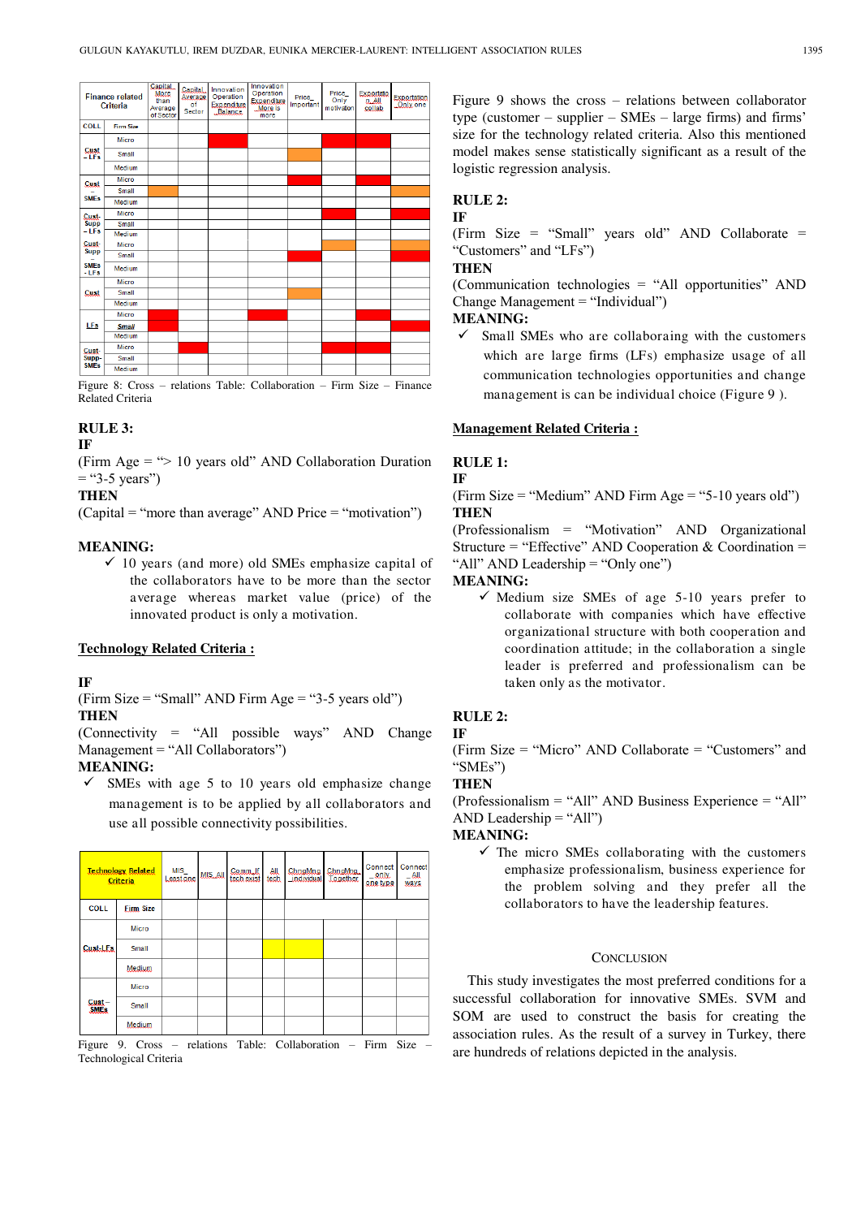| Finance related Criteria | Capital_More than Average of Sector | Capital_Average of Sector | Innovation Operation Expenditure_Balance | Innovation Operation Expenditure_More is more | Price_Important | Price_Only motivation | Exportation_All collab | Exportation_Only one |
|---|---|---|---|---|---|---|---|---|
| COLL | Firm Size | | | | | | | | |
| Cust – LFs | Micro | | | | | | | | |
| | Small | | | | | | | | |
| | Medium | | | | | | | | |
| Cust – SMEs | Micro | | | | | | | | |
| | Small | | | | | | | | |
| | Medium | | | | | | | | |
| Cust-Supp – LFs | Micro | | | | | | | | |
| | Small | | | | | | | | |
| | Medium | | | | | | | | |
| Cust-Supp – SMEs – LFs | Micro | | | | | | | | |
| | Small | | | | | | | | |
| | Medium | | | | | | | | |
| Cust | Micro | | | | | | | | |
| | Small | | | | | | | | |
| | Medium | | | | | | | | |
| LFs | Micro | | | | | | | | |
| | Small | | | | | | | | |
| | Medium | | | | | | | | |
| Cust-Supp-SMEs | Micro | | | | | | | | |
| | Small | | | | | | | | |
| | Medium | | | | | | | | |

Figure 8: Cross – relations Table: Collaboration – Firm Size – Finance Related Criteria

**RULE 3:**
**IF**
(Firm Age = "> 10 years old" AND Collaboration Duration = "3-5 years")
**THEN**
(Capital = "more than average" AND Price = "motivation")

**MEANING:**

✓ 10 years (and more) old SMEs emphasize capital of the collaborators have to be more than the sector average whereas market value (price) of the innovated product is only a motivation.

**Technology Related Criteria :**

**IF**
(Firm Size = "Small" AND Firm Age = "3-5 years old")
**THEN**
(Connectivity = "All possible ways" AND Change Management = "All Collaborators")
**MEANING:**

✓ SMEs with age 5 to 10 years old emphasize change management is to be applied by all collaborators and use all possible connectivity possibilities.

| Technology Related Criteria | | MIS_Least One | MIS_All | Comm_If tech exist | All tech | ChngMng_Individual | ChngMng_Together | Connect_only one type | Connect_All ways |
|---|---|---|---|---|---|---|---|---|---|
| COLL | Firm Size | | | | | | | | |
| Cust-LFs | Micro | | | | | | | | |
| | Small | | | | | | | | |
| | Medium | | | | | | | | |
| Cust – SMEs | Micro | | | | | | | | |
| | Small | | | | | | | | |
| | Medium | | | | | | | | |

Figure 9. Cross – relations Table: Collaboration – Firm Size – Technological Criteria

Figure 9 shows the cross – relations between collaborator type (customer – supplier – SMEs – large firms) and firms' size for the technology related criteria. Also this mentioned model makes sense statistically significant as a result of the logistic regression analysis.

**RULE 2:**
**IF**
(Firm Size = "Small" years old" AND Collaborate = "Customers" and "LFs")
**THEN**
(Communication technologies = "All opportunities" AND Change Management = "Individual")
**MEANING:**

✓ Small SMEs who are collaboraing with the customers which are large firms (LFs) emphasize usage of all communication technologies opportunities and change management is can be individual choice (Figure 9 ).

**Management Related Criteria :**

**RULE 1:**
**IF**
(Firm Size = "Medium" AND Firm Age = "5-10 years old")
**THEN**
(Professionalism = "Motivation" AND Organizational Structure = "Effective" AND Cooperation & Coordination = "All" AND Leadership = "Only one")
**MEANING:**

✓ Medium size SMEs of age 5-10 years prefer to collaborate with companies which have effective organizational structure with both cooperation and coordination attitude; in the collaboration a single leader is preferred and professionalism can be taken only as the motivator.

**RULE 2:**
**IF**
(Firm Size = "Micro" AND Collaborate = "Customers" and "SMEs")
**THEN**
(Professionalism = "All" AND Business Experience = "All" AND Leadership = "All")
**MEANING:**

✓ The micro SMEs collaborating with the customers emphasize professionalism, business experience for the problem solving and they prefer all the collaborators to have the leadership features.

## CONCLUSION

This study investigates the most preferred conditions for a successful collaboration for innovative SMEs. SVM and SOM are used to construct the basis for creating the association rules. As the result of a survey in Turkey, there are hundreds of relations depicted in the analysis.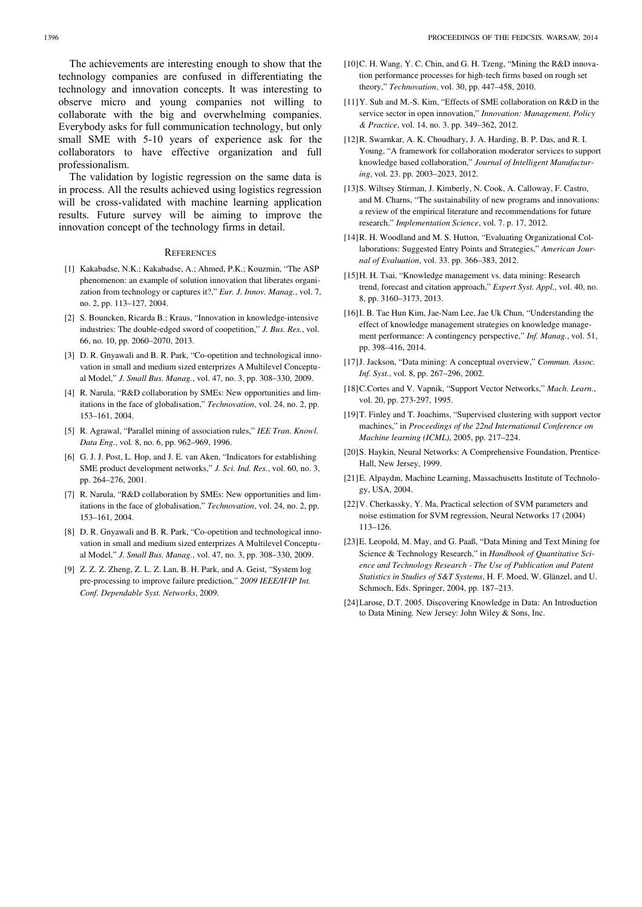The achievements are interesting enough to show that the technology companies are confused in differentiating the technology and innovation concepts. It was interesting to observe micro and young companies not willing to collaborate with the big and overwhelming companies. Everybody asks for full communication technology, but only small SME with 5-10 years of experience ask for the collaborators to have effective organization and full professionalism.

The validation by logistic regression on the same data is in process. All the results achieved using logistics regression will be cross-validated with machine learning application results. Future survey will be aiming to improve the innovation concept of the technology firms in detail.

## References

[1] Kakabadse, N.K.; Kakabadse, A.; Ahmed, P.K.; Kouzmin, "The ASP phenomenon: an example of solution innovation that liberates organization from technology or captures it?," *Eur. J. Innov. Manag.*, vol. 7, no. 2, pp. 113–127, 2004.

[2] S. Bouncken, Ricarda B.; Kraus, "Innovation in knowledge-intensive industries: The double-edged sword of coopetition," *J. Bus. Res.*, vol. 66, no. 10, pp. 2060–2070, 2013.

[3] D. R. Gnyawali and B. R. Park, "Co-opetition and technological innovation in small and medium sized enterprizes A Multilevel Conceptual Model," *J. Small Bus. Manag.*, vol. 47, no. 3, pp. 308–330, 2009.

[4] R. Narula, "R&D collaboration by SMEs: New opportunities and limitations in the face of globalisation," *Technovation*, vol. 24, no. 2, pp. 153–161, 2004.

[5] R. Agrawal, "Parallel mining of association rules," *IEE Tran. Knowl. Data Eng.*, vol. 8, no. 6, pp. 962–969, 1996.

[6] G. J. J. Post, L. Hop, and J. E. van Aken, "Indicators for establishing SME product development networks," *J. Sci. Ind. Res.*, vol. 60, no. 3, pp. 264–276, 2001.

[7] R. Narula, "R&D collaboration by SMEs: New opportunities and limitations in the face of globalisation," *Technovation*, vol. 24, no. 2, pp. 153–161, 2004.

[8] D. R. Gnyawali and B. R. Park, "Co-opetition and technological innovation in small and medium sized enterprizes A Multilevel Conceptual Model," *J. Small Bus. Manag.*, vol. 47, no. 3, pp. 308–330, 2009.

[9] Z. Z. Z. Zheng, Z. L. Z. Lan, B. H. Park, and A. Geist, "System log pre-processing to improve failure prediction," *2009 IEEE/IFIP Int. Conf. Dependable Syst. Networks*, 2009.

[10] C. H. Wang, Y. C. Chin, and G. H. Tzeng, "Mining the R&D innovation performance processes for high-tech firms based on rough set theory," *Technovation*, vol. 30, pp. 447–458, 2010.

[11] Y. Suh and M.-S. Kim, "Effects of SME collaboration on R&D in the service sector in open innovation," *Innovation: Management, Policy & Practice*, vol. 14, no. 3. pp. 349–362, 2012.

[12] R. Swarnkar, A. K. Choudhary, J. A. Harding, B. P. Das, and R. I. Young, "A framework for collaboration moderator services to support knowledge based collaboration," *Journal of Intelligent Manufacturing*, vol. 23. pp. 2003–2023, 2012.

[13] S. Wiltsey Stirman, J. Kimberly, N. Cook, A. Calloway, F. Castro, and M. Charns, "The sustainability of new programs and innovations: a review of the empirical literature and recommendations for future research," *Implementation Science*, vol. 7. p. 17, 2012.

[14] R. H. Woodland and M. S. Hutton, "Evaluating Organizational Collaborations: Suggested Entry Points and Strategies," *American Journal of Evaluation*, vol. 33. pp. 366–383, 2012.

[15] H. H. Tsai, "Knowledge management vs. data mining: Research trend, forecast and citation approach," *Expert Syst. Appl.*, vol. 40, no. 8, pp. 3160–3173, 2013.

[16] I. B. Tae Hun Kim, Jae-Nam Lee, Jae Uk Chun, "Understanding the effect of knowledge management strategies on knowledge management performance: A contingency perspective," *Inf. Manag.*, vol. 51, pp. 398–416, 2014.

[17] J. Jackson, "Data mining: A conceptual overview," *Commun. Assoc. Inf. Syst.*, vol. 8, pp. 267–296, 2002.

[18] C.Cortes and V. Vapnik, "Support Vector Networks," *Mach. Learn.*, vol. 20, pp. 273-297, 1995.

[19] T. Finley and T. Joachims, "Supervised clustering with support vector machines," in *Proceedings of the 22nd International Conference on Machine learning (ICML)*, 2005, pp. 217–224.

[20] S. Haykin, Neural Networks: A Comprehensive Foundation, Prentice-Hall, New Jersey, 1999.

[21] E. Alpaydın, Machine Learning, Massachusetts Institute of Technology, USA, 2004.

[22] V. Cherkassky, Y. Ma, Practical selection of SVM parameters and noise estimation for SVM regression, Neural Networks 17 (2004) 113–126.

[23] E. Leopold, M. May, and G. Paaß, "Data Mining and Text Mining for Science & Technology Research," in *Handbook of Quantitative Science and Technology Research - The Use of Publication and Patent Statistics in Studies of S&T Systems*, H. F. Moed, W. Glänzel, and U. Schmoch, Eds. Springer, 2004, pp. 187–213.

[24] Larose, D.T. 2005. Discovering Knowledge in Data: An Introduction to Data Mining. New Jersey: John Wiley & Sons, Inc.